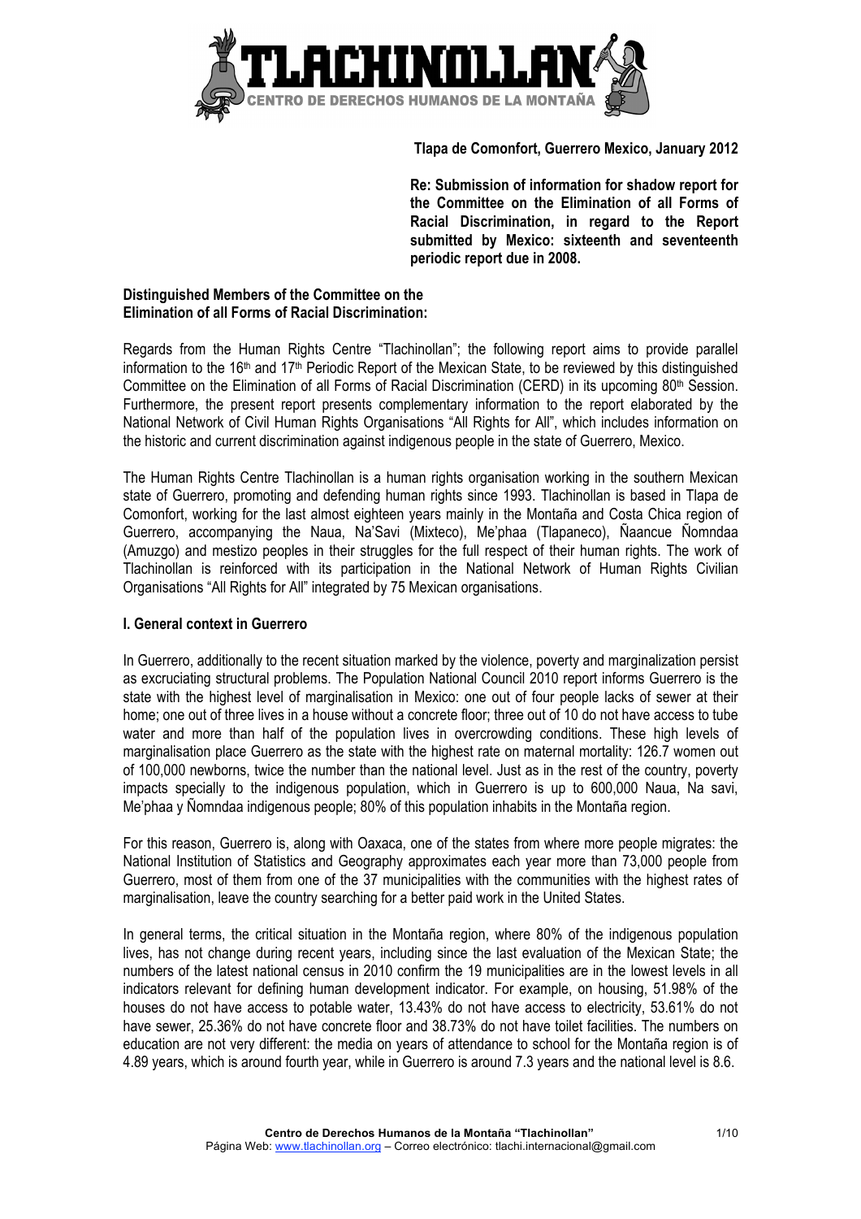**Tlapa de Comonfort, Guerrero Mexico, January 2012**

**Re: Submission of information for shadow report for the Committee on the Elimination of all Forms of Racial Discrimination, in regard to the Report submitted by Mexico: sixteenth and seventeenth periodic report due in 2008.**

**Distinguished Members of the Committee on the Elimination of all Forms of Racial Discrimination:**

Regards from the Human Rights Centre "Tlachinollan"; the following report aims to provide parallel information to the 16th and 17th Periodic Report of the Mexican State, to be reviewed by this distinguished Committee on the Elimination of all Forms of Racial Discrimination (CERD) in its upcoming 80th Session. Furthermore, the present report presents complementary information to the report elaborated by the National Network of Civil Human Rights Organisations "All Rights for All", which includes information on the historic and current discrimination against indigenous people in the state of Guerrero, Mexico.

The Human Rights Centre Tlachinollan is a human rights organisation working in the southern Mexican state of Guerrero, promoting and defending human rights since 1993. Tlachinollan is based in Tlapa de Comonfort, working for the last almost eighteen years mainly in the Montaña and Costa Chica region of Guerrero, accompanying the Naua, Na'Savi (Mixteco), Me'phaa (Tlapaneco), Ñaancue Ñomndaa (Amuzgo) and mestizo peoples in their struggles for the full respect of their human rights. The work of Tlachinollan is reinforced with its participation in the National Network of Human Rights Civilian Organisations "All Rights for All" integrated by 75 Mexican organisations.

## I. General context in Guerrero

In Guerrero, additionally to the recent situation marked by the violence, poverty and marginalization persist as excruciating structural problems. The Population National Council 2010 report informs Guerrero is the state with the highest level of marginalisation in Mexico: one out of four people lacks of sewer at their home; one out of three lives in a house without a concrete floor; three out of 10 do not have access to tube water and more than half of the population lives in overcrowding conditions. These high levels of marginalisation place Guerrero as the state with the highest rate on maternal mortality: 126.7 women out of 100,000 newborns, twice the number than the national level. Just as in the rest of the country, poverty impacts specially to the indigenous population, which in Guerrero is up to 600,000 Naua, Na savi, Me'phaa y Ñomndaa indigenous people; 80% of this population inhabits in the Montaña region.

For this reason, Guerrero is, along with Oaxaca, one of the states from where more people migrates: the National Institution of Statistics and Geography approximates each year more than 73,000 people from Guerrero, most of them from one of the 37 municipalities with the communities with the highest rates of marginalisation, leave the country searching for a better paid work in the United States.

In general terms, the critical situation in the Montaña region, where 80% of the indigenous population lives, has not change during recent years, including since the last evaluation of the Mexican State; the numbers of the latest national census in 2010 confirm the 19 municipalities are in the lowest levels in all indicators relevant for defining human development indicator. For example, on housing, 51.98% of the houses do not have access to potable water, 13.43% do not have access to electricity, 53.61% do not have sewer, 25.36% do not have concrete floor and 38.73% do not have toilet facilities. The numbers on education are not very different: the media on years of attendance to school for the Montaña region is of 4.89 years, which is around fourth year, while in Guerrero is around 7.3 years and the national level is 8.6.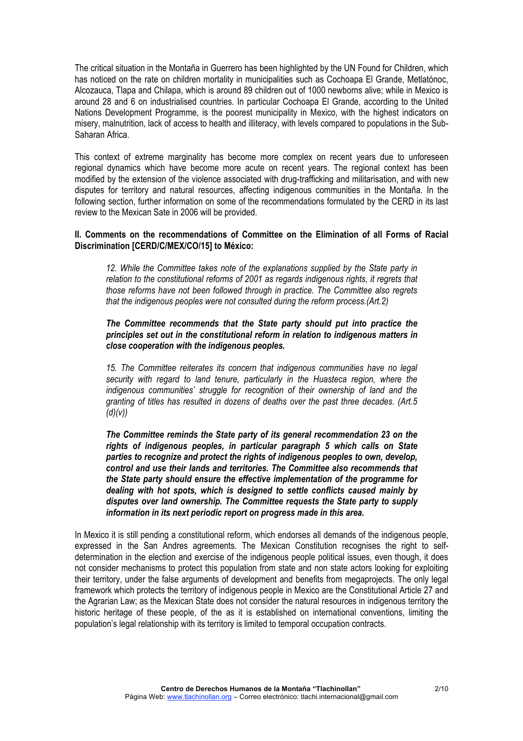The critical situation in the Montaña in Guerrero has been highlighted by the UN Found for Children, which has noticed on the rate on children mortality in municipalities such as Cochoapa El Grande, Metlatónoc, Alcozauca, Tlapa and Chilapa, which is around 89 children out of 1000 newborns alive; while in Mexico is around 28 and 6 on industrialised countries. In particular Cochoapa El Grande, according to the United Nations Development Programme, is the poorest municipality in Mexico, with the highest indicators on misery, malnutrition, lack of access to health and illiteracy, with levels compared to populations in the Sub-Saharan Africa.

This context of extreme marginality has become more complex on recent years due to unforeseen regional dynamics which have become more acute on recent years. The regional context has been modified by the extension of the violence associated with drug-trafficking and militarisation, and with new disputes for territory and natural resources, affecting indigenous communities in the Montaña. In the following section, further information on some of the recommendations formulated by the CERD in its last review to the Mexican Sate in 2006 will be provided.

## II. Comments on the recommendations of Committee on the Elimination of all Forms of Racial Discrimination [CERD/C/MEX/CO/15] to México:

> *12. While the Committee takes note of the explanations supplied by the State party in relation to the constitutional reforms of 2001 as regards indigenous rights, it regrets that those reforms have not been followed through in practice. The Committee also regrets that the indigenous peoples were not consulted during the reform process.(Art.2)*
>
> ***The Committee recommends that the State party should put into practice the principles set out in the constitutional reform in relation to indigenous matters in close cooperation with the indigenous peoples.***
>
> *15. The Committee reiterates its concern that indigenous communities have no legal security with regard to land tenure, particularly in the Huasteca region, where the indigenous communities' struggle for recognition of their ownership of land and the granting of titles has resulted in dozens of deaths over the past three decades. (Art.5 (d)(v))*
>
> ***The Committee reminds the State party of its general recommendation 23 on the rights of indigenous peoples, in particular paragraph 5 which calls on State parties to recognize and protect the rights of indigenous peoples to own, develop, control and use their lands and territories. The Committee also recommends that the State party should ensure the effective implementation of the programme for dealing with hot spots, which is designed to settle conflicts caused mainly by disputes over land ownership. The Committee requests the State party to supply information in its next periodic report on progress made in this area.***

In Mexico it is still pending a constitutional reform, which endorses all demands of the indigenous people, expressed in the San Andres agreements. The Mexican Constitution recognises the right to self-determination in the election and exercise of the indigenous people political issues, even though, it does not consider mechanisms to protect this population from state and non state actors looking for exploiting their territory, under the false arguments of development and benefits from megaprojects. The only legal framework which protects the territory of indigenous people in Mexico are the Constitutional Article 27 and the Agrarian Law; as the Mexican State does not consider the natural resources in indigenous territory the historic heritage of these people, of the as it is established on international conventions, limiting the population's legal relationship with its territory is limited to temporal occupation contracts.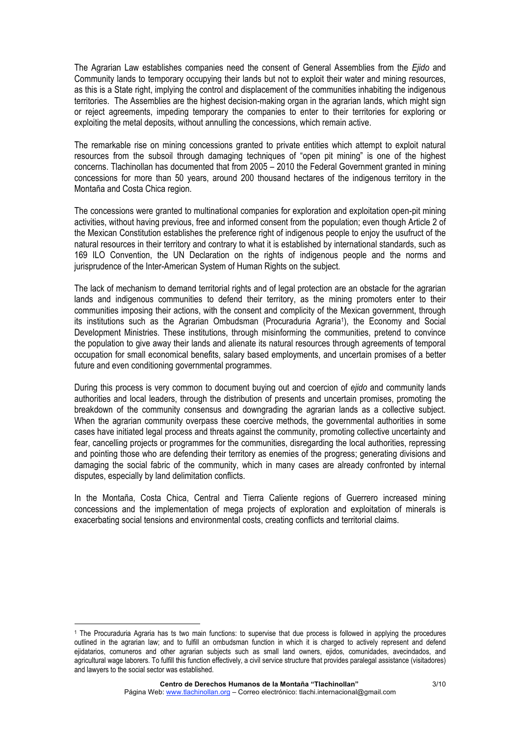The Agrarian Law establishes companies need the consent of General Assemblies from the *Ejido* and Community lands to temporary occupying their lands but not to exploit their water and mining resources, as this is a State right, implying the control and displacement of the communities inhabiting the indigenous territories. The Assemblies are the highest decision-making organ in the agrarian lands, which might sign or reject agreements, impeding temporary the companies to enter to their territories for exploring or exploiting the metal deposits, without annulling the concessions, which remain active.

The remarkable rise on mining concessions granted to private entities which attempt to exploit natural resources from the subsoil through damaging techniques of "open pit mining" is one of the highest concerns. Tlachinollan has documented that from 2005 – 2010 the Federal Government granted in mining concessions for more than 50 years, around 200 thousand hectares of the indigenous territory in the Montaña and Costa Chica region.

The concessions were granted to multinational companies for exploration and exploitation open-pit mining activities, without having previous, free and informed consent from the population; even though Article 2 of the Mexican Constitution establishes the preference right of indigenous people to enjoy the usufruct of the natural resources in their territory and contrary to what it is established by international standards, such as 169 ILO Convention, the UN Declaration on the rights of indigenous people and the norms and jurisprudence of the Inter-American System of Human Rights on the subject.

The lack of mechanism to demand territorial rights and of legal protection are an obstacle for the agrarian lands and indigenous communities to defend their territory, as the mining promoters enter to their communities imposing their actions, with the consent and complicity of the Mexican government, through its institutions such as the Agrarian Ombudsman (Procuraduria Agraria[1]), the Economy and Social Development Ministries. These institutions, through misinforming the communities, pretend to convince the population to give away their lands and alienate its natural resources through agreements of temporal occupation for small economical benefits, salary based employments, and uncertain promises of a better future and even conditioning governmental programmes.

During this process is very common to document buying out and coercion of *ejido* and community lands authorities and local leaders, through the distribution of presents and uncertain promises, promoting the breakdown of the community consensus and downgrading the agrarian lands as a collective subject. When the agrarian community overpass these coercive methods, the governmental authorities in some cases have initiated legal process and threats against the community, promoting collective uncertainty and fear, cancelling projects or programmes for the communities, disregarding the local authorities, repressing and pointing those who are defending their territory as enemies of the progress; generating divisions and damaging the social fabric of the community, which in many cases are already confronted by internal disputes, especially by land delimitation conflicts.

In the Montaña, Costa Chica, Central and Tierra Caliente regions of Guerrero increased mining concessions and the implementation of mega projects of exploration and exploitation of minerals is exacerbating social tensions and environmental costs, creating conflicts and territorial claims.

---

[1] The Procuraduria Agraria has ts two main functions: to supervise that due process is followed in applying the procedures outlined in the agrarian law; and to fulfill an ombudsman function in which it is charged to actively represent and defend ejidatarios, comuneros and other agrarian subjects such as small land owners, ejidos, comunidades, avecindados, and agricultural wage laborers. To fulfill this function effectively, a civil service structure that provides paralegal assistance (visitadores) and lawyers to the social sector was established.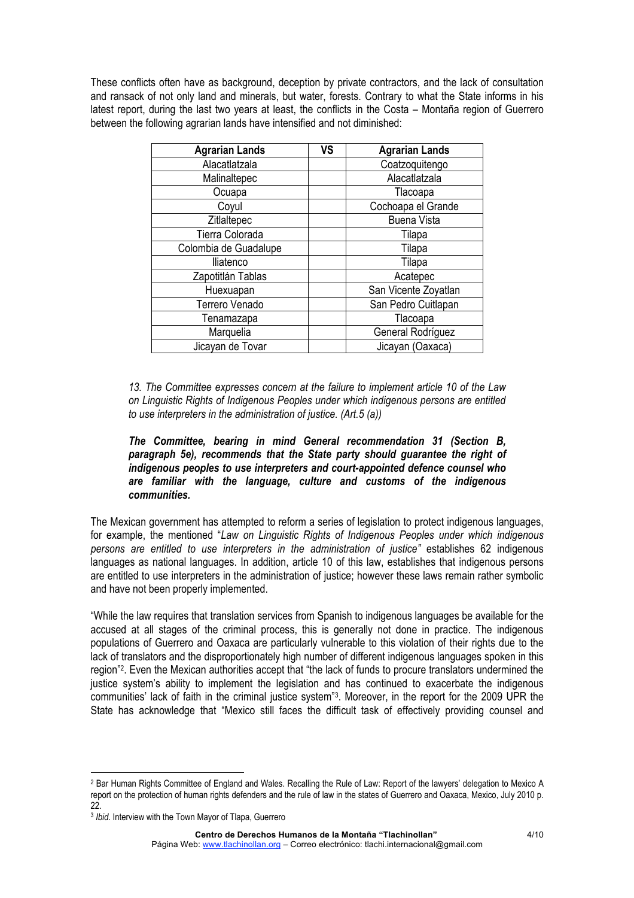These conflicts often have as background, deception by private contractors, and the lack of consultation and ransack of not only land and minerals, but water, forests. Contrary to what the State informs in his latest report, during the last two years at least, the conflicts in the Costa – Montaña region of Guerrero between the following agrarian lands have intensified and not diminished:

| Agrarian Lands | VS | Agrarian Lands |
|---|---|---|
| Alacatlatzala | | Coatzoquitengo |
| Malinaltepec | | Alacatlatzala |
| Ocuapa | | Tlacoapa |
| Coyul | | Cochoapa el Grande |
| Zitlaltepec | | Buena Vista |
| Tierra Colorada | | Tilapa |
| Colombia de Guadalupe | | Tilapa |
| Iliatenco | | Tilapa |
| Zapotitlán Tablas | | Acatepec |
| Huexuapan | | San Vicente Zoyatlan |
| Terrero Venado | | San Pedro Cuitlapan |
| Tenamazapa | | Tlacoapa |
| Marquelia | | General Rodríguez |
| Jicayan de Tovar | | Jicayan (Oaxaca) |

*13. The Committee expresses concern at the failure to implement article 10 of the Law on Linguistic Rights of Indigenous Peoples under which indigenous persons are entitled to use interpreters in the administration of justice. (Art.5 (a))*

***The Committee, bearing in mind General recommendation 31 (Section B, paragraph 5e), recommends that the State party should guarantee the right of indigenous peoples to use interpreters and court-appointed defence counsel who are familiar with the language, culture and customs of the indigenous communities.***

The Mexican government has attempted to reform a series of legislation to protect indigenous languages, for example, the mentioned "*Law on Linguistic Rights of Indigenous Peoples under which indigenous persons are entitled to use interpreters in the administration of justice"* establishes 62 indigenous languages as national languages. In addition, article 10 of this law, establishes that indigenous persons are entitled to use interpreters in the administration of justice; however these laws remain rather symbolic and have not been properly implemented.

"While the law requires that translation services from Spanish to indigenous languages be available for the accused at all stages of the criminal process, this is generally not done in practice. The indigenous populations of Guerrero and Oaxaca are particularly vulnerable to this violation of their rights due to the lack of translators and the disproportionately high number of different indigenous languages spoken in this region"[2]. Even the Mexican authorities accept that "the lack of funds to procure translators undermined the justice system's ability to implement the legislation and has continued to exacerbate the indigenous communities' lack of faith in the criminal justice system"[3]. Moreover, in the report for the 2009 UPR the State has acknowledge that "Mexico still faces the difficult task of effectively providing counsel and

[2] Bar Human Rights Committee of England and Wales. Recalling the Rule of Law: Report of the lawyers' delegation to Mexico A report on the protection of human rights defenders and the rule of law in the states of Guerrero and Oaxaca, Mexico, July 2010 p. 22.

[3] *Ibid*. Interview with the Town Mayor of Tlapa, Guerrero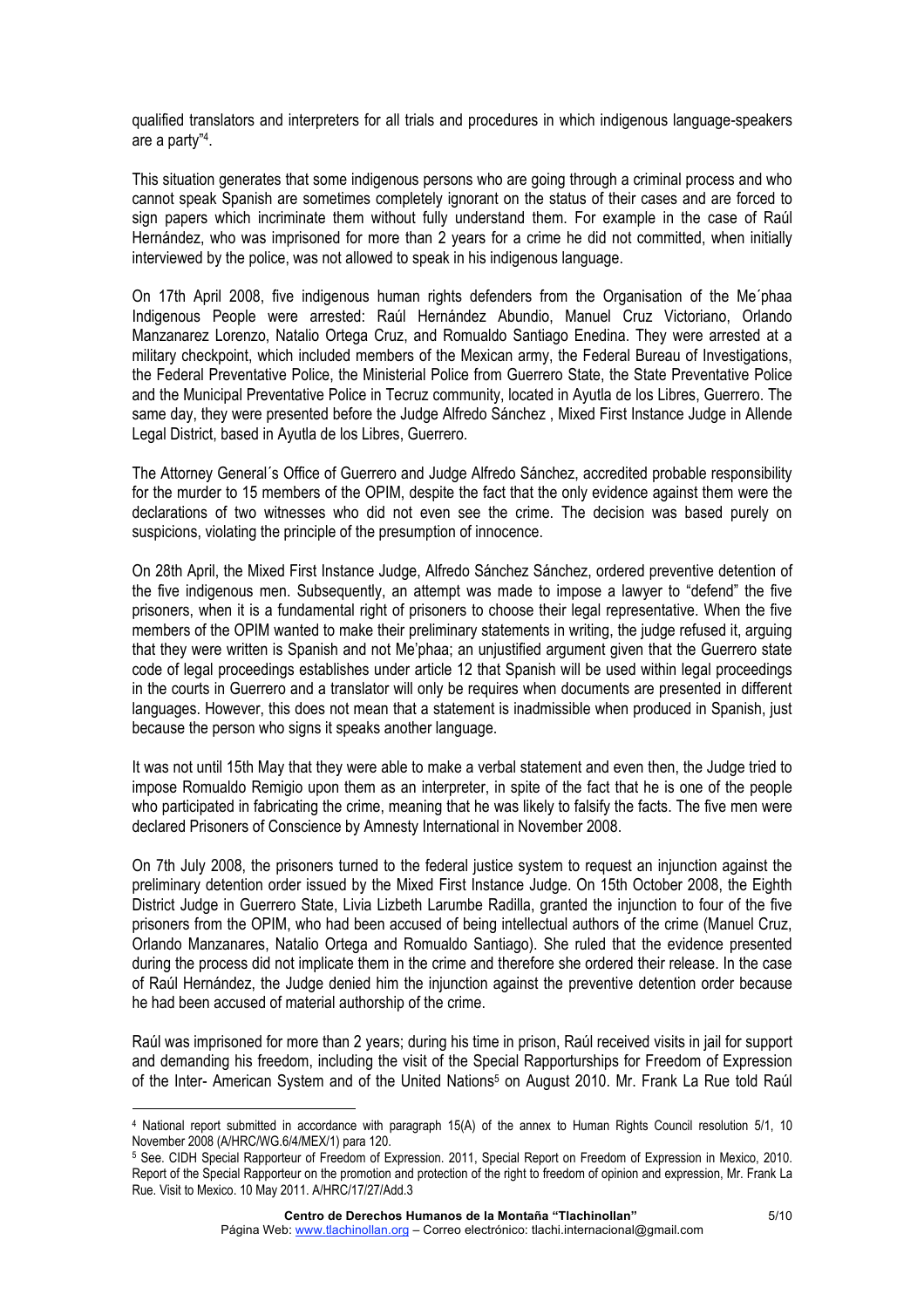qualified translators and interpreters for all trials and procedures in which indigenous language-speakers are a party"[4].

This situation generates that some indigenous persons who are going through a criminal process and who cannot speak Spanish are sometimes completely ignorant on the status of their cases and are forced to sign papers which incriminate them without fully understand them. For example in the case of Raúl Hernández, who was imprisoned for more than 2 years for a crime he did not committed, when initially interviewed by the police, was not allowed to speak in his indigenous language.

On 17th April 2008, five indigenous human rights defenders from the Organisation of the Me´phaa Indigenous People were arrested: Raúl Hernández Abundio, Manuel Cruz Victoriano, Orlando Manzanarez Lorenzo, Natalio Ortega Cruz, and Romualdo Santiago Enedina. They were arrested at a military checkpoint, which included members of the Mexican army, the Federal Bureau of Investigations, the Federal Preventative Police, the Ministerial Police from Guerrero State, the State Preventative Police and the Municipal Preventative Police in Tecruz community, located in Ayutla de los Libres, Guerrero. The same day, they were presented before the Judge Alfredo Sánchez , Mixed First Instance Judge in Allende Legal District, based in Ayutla de los Libres, Guerrero.

The Attorney General´s Office of Guerrero and Judge Alfredo Sánchez, accredited probable responsibility for the murder to 15 members of the OPIM, despite the fact that the only evidence against them were the declarations of two witnesses who did not even see the crime. The decision was based purely on suspicions, violating the principle of the presumption of innocence.

On 28th April, the Mixed First Instance Judge, Alfredo Sánchez Sánchez, ordered preventive detention of the five indigenous men. Subsequently, an attempt was made to impose a lawyer to "defend" the five prisoners, when it is a fundamental right of prisoners to choose their legal representative. When the five members of the OPIM wanted to make their preliminary statements in writing, the judge refused it, arguing that they were written is Spanish and not Me'phaa; an unjustified argument given that the Guerrero state code of legal proceedings establishes under article 12 that Spanish will be used within legal proceedings in the courts in Guerrero and a translator will only be requires when documents are presented in different languages. However, this does not mean that a statement is inadmissible when produced in Spanish, just because the person who signs it speaks another language.

It was not until 15th May that they were able to make a verbal statement and even then, the Judge tried to impose Romualdo Remigio upon them as an interpreter, in spite of the fact that he is one of the people who participated in fabricating the crime, meaning that he was likely to falsify the facts. The five men were declared Prisoners of Conscience by Amnesty International in November 2008.

On 7th July 2008, the prisoners turned to the federal justice system to request an injunction against the preliminary detention order issued by the Mixed First Instance Judge. On 15th October 2008, the Eighth District Judge in Guerrero State, Livia Lizbeth Larumbe Radilla, granted the injunction to four of the five prisoners from the OPIM, who had been accused of being intellectual authors of the crime (Manuel Cruz, Orlando Manzanares, Natalio Ortega and Romualdo Santiago). She ruled that the evidence presented during the process did not implicate them in the crime and therefore she ordered their release. In the case of Raúl Hernández, the Judge denied him the injunction against the preventive detention order because he had been accused of material authorship of the crime.

Raúl was imprisoned for more than 2 years; during his time in prison, Raúl received visits in jail for support and demanding his freedom, including the visit of the Special Rapportuships for Freedom of Expression of the Inter- American System and of the United Nations[5] on August 2010. Mr. Frank La Rue told Raúl

[4] National report submitted in accordance with paragraph 15(A) of the annex to Human Rights Council resolution 5/1, 10 November 2008 (A/HRC/WG.6/4/MEX/1) para 120.

[5] See. CIDH Special Rapporteur of Freedom of Expression. 2011, Special Report on Freedom of Expression in Mexico, 2010. Report of the Special Rapporteur on the promotion and protection of the right to freedom of opinion and expression, Mr. Frank La Rue. Visit to Mexico. 10 May 2011. A/HRC/17/27/Add.3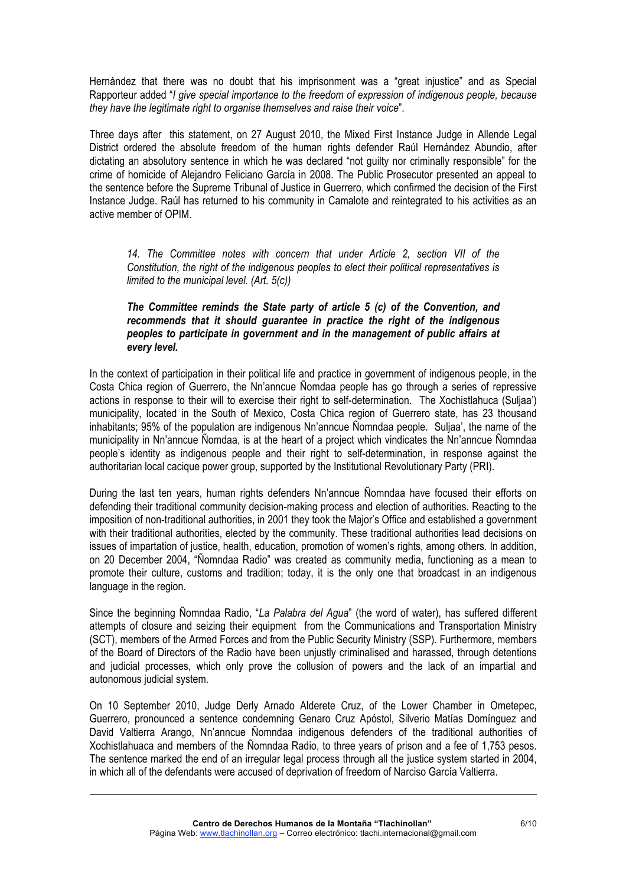Hernández that there was no doubt that his imprisonment was a "great injustice" and as Special Rapporteur added "*I give special importance to the freedom of expression of indigenous people, because they have the legitimate right to organise themselves and raise their voice*".

Three days after this statement, on 27 August 2010, the Mixed First Instance Judge in Allende Legal District ordered the absolute freedom of the human rights defender Raúl Hernández Abundio, after dictating an absolutory sentence in which he was declared "not guilty nor criminally responsible" for the crime of homicide of Alejandro Feliciano García in 2008. The Public Prosecutor presented an appeal to the sentence before the Supreme Tribunal of Justice in Guerrero, which confirmed the decision of the First Instance Judge. Raúl has returned to his community in Camalote and reintegrated to his activities as an active member of OPIM.

> *14. The Committee notes with concern that under Article 2, section VII of the Constitution, the right of the indigenous peoples to elect their political representatives is limited to the municipal level. (Art. 5(c))*
>
> ***The Committee reminds the State party of article 5 (c) of the Convention, and recommends that it should guarantee in practice the right of the indigenous peoples to participate in government and in the management of public affairs at every level.***

In the context of participation in their political life and practice in government of indigenous people, in the Costa Chica region of Guerrero, the Nn'anncue Ñomdaa people has go through a series of repressive actions in response to their will to exercise their right to self-determination. The Xochistlahuca (Suljaa') municipality, located in the South of Mexico, Costa Chica region of Guerrero state, has 23 thousand inhabitants; 95% of the population are indigenous Nn'anncue Ñomndaa people. Suljaa', the name of the municipality in Nn'anncue Ñomdaa, is at the heart of a project which vindicates the Nn'anncue Ñomndaa people's identity as indigenous people and their right to self-determination, in response against the authoritarian local cacique power group, supported by the Institutional Revolutionary Party (PRI).

During the last ten years, human rights defenders Nn'anncue Ñomndaa have focused their efforts on defending their traditional community decision-making process and election of authorities. Reacting to the imposition of non-traditional authorities, in 2001 they took the Major's Office and established a government with their traditional authorities, elected by the community. These traditional authorities lead decisions on issues of impartation of justice, health, education, promotion of women's rights, among others. In addition, on 20 December 2004, "Ñomndaa Radio" was created as community media, functioning as a mean to promote their culture, customs and tradition; today, it is the only one that broadcast in an indigenous language in the region.

Since the beginning Ñomndaa Radio, "*La Palabra del Agua*" (the word of water), has suffered different attempts of closure and seizing their equipment from the Communications and Transportation Ministry (SCT), members of the Armed Forces and from the Public Security Ministry (SSP). Furthermore, members of the Board of Directors of the Radio have been unjustly criminalised and harassed, through detentions and judicial processes, which only prove the collusion of powers and the lack of an impartial and autonomous judicial system.

On 10 September 2010, Judge Derly Arnado Alderete Cruz, of the Lower Chamber in Ometepec, Guerrero, pronounced a sentence condemning Genaro Cruz Apóstol, Silverio Matías Domínguez and David Valtierra Arango, Nn'anncue Ñomndaa indigenous defenders of the traditional authorities of Xochistlahuaca and members of the Ñomndaa Radio, to three years of prison and a fee of 1,753 pesos. The sentence marked the end of an irregular legal process through all the justice system started in 2004, in which all of the defendants were accused of deprivation of freedom of Narciso García Valtierra.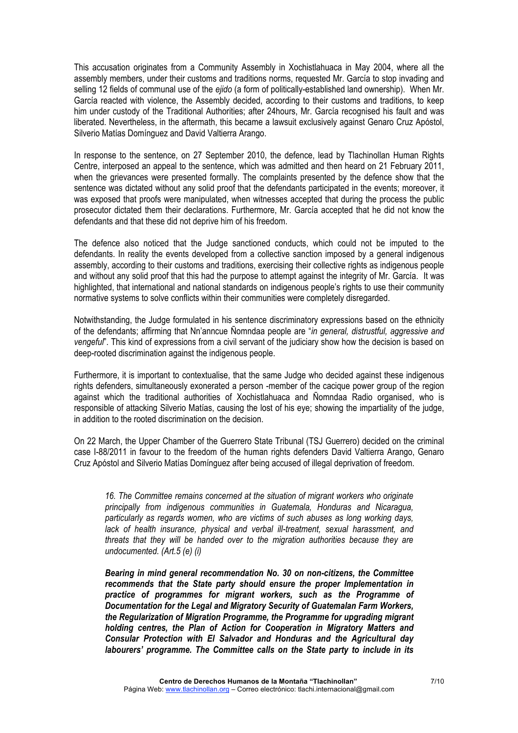This accusation originates from a Community Assembly in Xochistlahuaca in May 2004, where all the assembly members, under their customs and traditions norms, requested Mr. García to stop invading and selling 12 fields of communal use of the *ejido* (a form of politically-established land ownership). When Mr. García reacted with violence, the Assembly decided, according to their customs and traditions, to keep him under custody of the Traditional Authorities; after 24hours, Mr. García recognised his fault and was liberated. Nevertheless, in the aftermath, this became a lawsuit exclusively against Genaro Cruz Apóstol, Silverio Matías Domínguez and David Valtierra Arango.

In response to the sentence, on 27 September 2010, the defence, lead by Tlachinollan Human Rights Centre, interposed an appeal to the sentence, which was admitted and then heard on 21 February 2011, when the grievances were presented formally. The complaints presented by the defence show that the sentence was dictated without any solid proof that the defendants participated in the events; moreover, it was exposed that proofs were manipulated, when witnesses accepted that during the process the public prosecutor dictated them their declarations. Furthermore, Mr. García accepted that he did not know the defendants and that these did not deprive him of his freedom.

The defence also noticed that the Judge sanctioned conducts, which could not be imputed to the defendants. In reality the events developed from a collective sanction imposed by a general indigenous assembly, according to their customs and traditions, exercising their collective rights as indigenous people and without any solid proof that this had the purpose to attempt against the integrity of Mr. García. It was highlighted, that international and national standards on indigenous people's rights to use their community normative systems to solve conflicts within their communities were completely disregarded.

Notwithstanding, the Judge formulated in his sentence discriminatory expressions based on the ethnicity of the defendants; affirming that Nn'anncue Ñomndaa people are "*in general, distrustful, aggressive and vengeful*". This kind of expressions from a civil servant of the judiciary show how the decision is based on deep-rooted discrimination against the indigenous people.

Furthermore, it is important to contextualise, that the same Judge who decided against these indigenous rights defenders, simultaneously exonerated a person -member of the cacique power group of the region against which the traditional authorities of Xochistlahuaca and Ñomndaa Radio organised, who is responsible of attacking Silverio Matías, causing the lost of his eye; showing the impartiality of the judge, in addition to the rooted discrimination on the decision.

On 22 March, the Upper Chamber of the Guerrero State Tribunal (TSJ Guerrero) decided on the criminal case I-88/2011 in favour to the freedom of the human rights defenders David Valtierra Arango, Genaro Cruz Apóstol and Silverio Matías Domínguez after being accused of illegal deprivation of freedom.

> *16. The Committee remains concerned at the situation of migrant workers who originate principally from indigenous communities in Guatemala, Honduras and Nicaragua, particularly as regards women, who are victims of such abuses as long working days, lack of health insurance, physical and verbal ill-treatment, sexual harassment, and threats that they will be handed over to the migration authorities because they are undocumented. (Art.5 (e) (i)*
>
> ***Bearing in mind general recommendation No. 30 on non-citizens, the Committee recommends that the State party should ensure the proper Implementation in practice of programmes for migrant workers, such as the Programme of Documentation for the Legal and Migratory Security of Guatemalan Farm Workers, the Regularization of Migration Programme, the Programme for upgrading migrant holding centres, the Plan of Action for Cooperation in Migratory Matters and Consular Protection with El Salvador and Honduras and the Agricultural day labourers' programme. The Committee calls on the State party to include in its***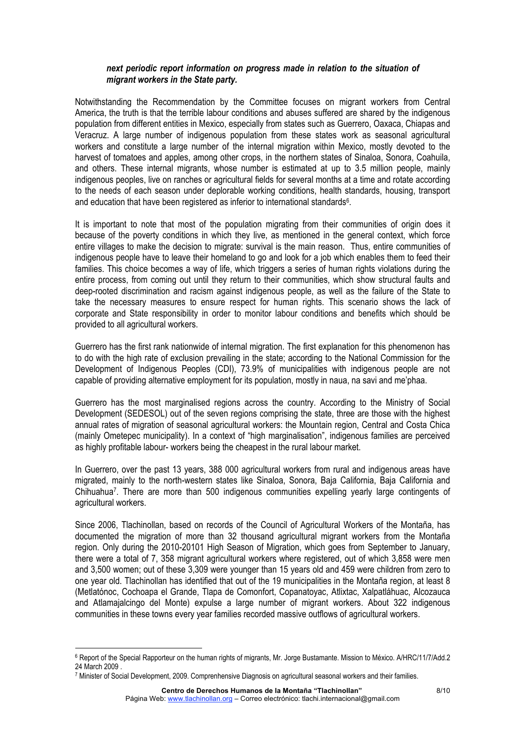***next periodic report information on progress made in relation to the situation of migrant workers in the State party.***

Notwithstanding the Recommendation by the Committee focuses on migrant workers from Central America, the truth is that the terrible labour conditions and abuses suffered are shared by the indigenous population from different entities in Mexico, especially from states such as Guerrero, Oaxaca, Chiapas and Veracruz. A large number of indigenous population from these states work as seasonal agricultural workers and constitute a large number of the internal migration within Mexico, mostly devoted to the harvest of tomatoes and apples, among other crops, in the northern states of Sinaloa, Sonora, Coahuila, and others. These internal migrants, whose number is estimated at up to 3.5 million people, mainly indigenous peoples, live on ranches or agricultural fields for several months at a time and rotate according to the needs of each season under deplorable working conditions, health standards, housing, transport and education that have been registered as inferior to international standards[6].

It is important to note that most of the population migrating from their communities of origin does it because of the poverty conditions in which they live, as mentioned in the general context, which force entire villages to make the decision to migrate: survival is the main reason. Thus, entire communities of indigenous people have to leave their homeland to go and look for a job which enables them to feed their families. This choice becomes a way of life, which triggers a series of human rights violations during the entire process, from coming out until they return to their communities, which show structural faults and deep-rooted discrimination and racism against indigenous people, as well as the failure of the State to take the necessary measures to ensure respect for human rights. This scenario shows the lack of corporate and State responsibility in order to monitor labour conditions and benefits which should be provided to all agricultural workers.

Guerrero has the first rank nationwide of internal migration. The first explanation for this phenomenon has to do with the high rate of exclusion prevailing in the state; according to the National Commission for the Development of Indigenous Peoples (CDI), 73.9% of municipalities with indigenous people are not capable of providing alternative employment for its population, mostly in naua, na savi and me'phaa.

Guerrero has the most marginalised regions across the country. According to the Ministry of Social Development (SEDESOL) out of the seven regions comprising the state, three are those with the highest annual rates of migration of seasonal agricultural workers: the Mountain region, Central and Costa Chica (mainly Ometepec municipality). In a context of "high marginalisation", indigenous families are perceived as highly profitable labour- workers being the cheapest in the rural labour market.

In Guerrero, over the past 13 years, 388 000 agricultural workers from rural and indigenous areas have migrated, mainly to the north-western states like Sinaloa, Sonora, Baja California, Baja California and Chihuahua[7]. There are more than 500 indigenous communities expelling yearly large contingents of agricultural workers.

Since 2006, Tlachinollan, based on records of the Council of Agricultural Workers of the Montaña, has documented the migration of more than 32 thousand agricultural migrant workers from the Montaña region. Only during the 2010-20101 High Season of Migration, which goes from September to January, there were a total of 7, 358 migrant agricultural workers where registered, out of which 3,858 were men and 3,500 women; out of these 3,309 were younger than 15 years old and 459 were children from zero to one year old. Tlachinollan has identified that out of the 19 municipalities in the Montaña region, at least 8 (Metlatónoc, Cochoapa el Grande, Tlapa de Comonfort, Copanatoyac, Atlixtac, Xalpatláhuac, Alcozauca and Atlamajalcingo del Monte) expulse a large number of migrant workers. About 322 indigenous communities in these towns every year families recorded massive outflows of agricultural workers.

---

[6] Report of the Special Rapporteur on the human rights of migrants, Mr. Jorge Bustamante. Mission to México. A/HRC/11/7/Add.2 24 March 2009 .

[7] Minister of Social Development, 2009. Comprenhensive Diagnosis on agricultural seasonal workers and their families.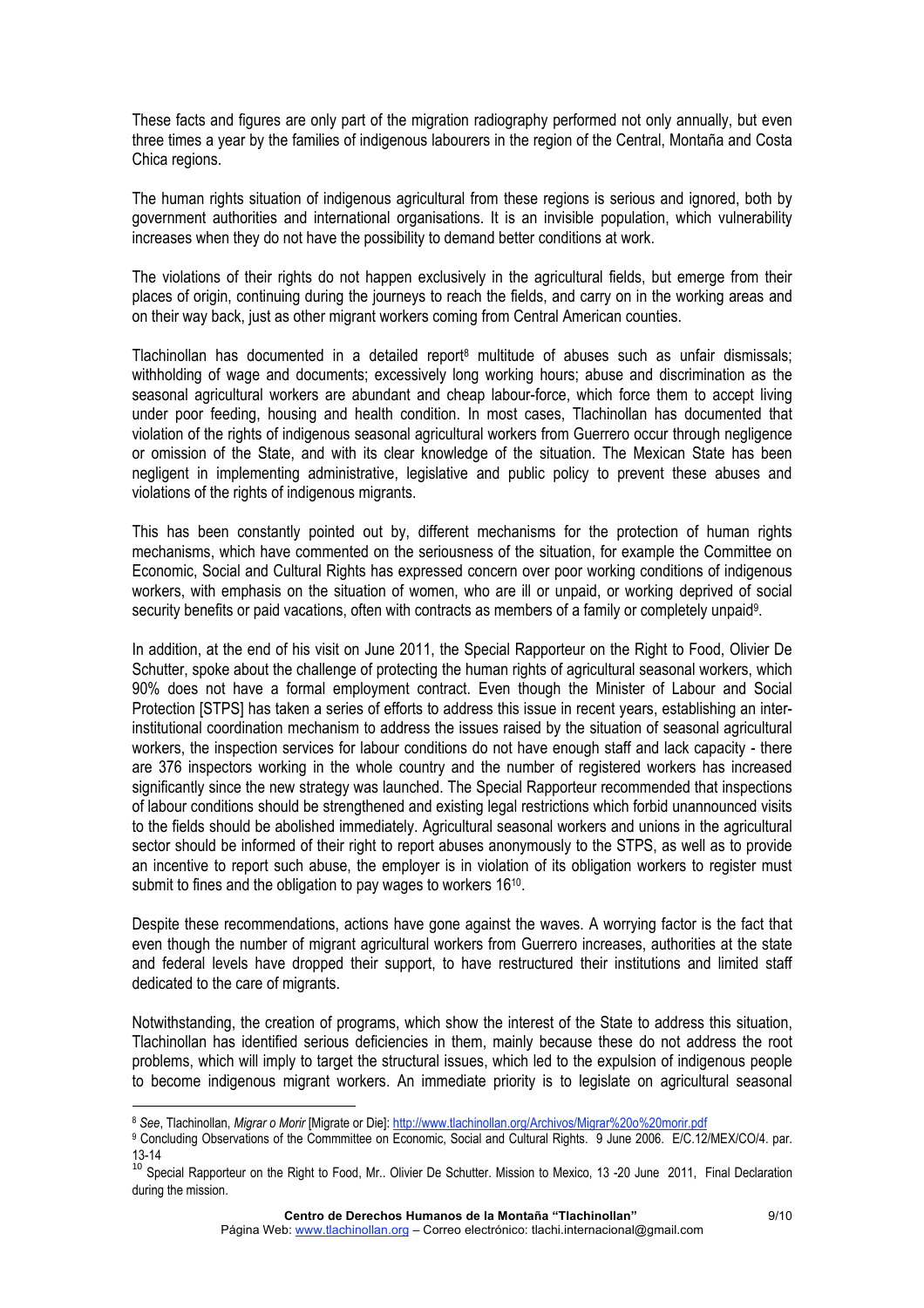These facts and figures are only part of the migration radiography performed not only annually, but even three times a year by the families of indigenous labourers in the region of the Central, Montaña and Costa Chica regions.

The human rights situation of indigenous agricultural from these regions is serious and ignored, both by government authorities and international organisations. It is an invisible population, which vulnerability increases when they do not have the possibility to demand better conditions at work.

The violations of their rights do not happen exclusively in the agricultural fields, but emerge from their places of origin, continuing during the journeys to reach the fields, and carry on in the working areas and on their way back, just as other migrant workers coming from Central American counties.

Tlachinollan has documented in a detailed report[8] multitude of abuses such as unfair dismissals; withholding of wage and documents; excessively long working hours; abuse and discrimination as the seasonal agricultural workers are abundant and cheap labour-force, which force them to accept living under poor feeding, housing and health condition. In most cases, Tlachinollan has documented that violation of the rights of indigenous seasonal agricultural workers from Guerrero occur through negligence or omission of the State, and with its clear knowledge of the situation. The Mexican State has been negligent in implementing administrative, legislative and public policy to prevent these abuses and violations of the rights of indigenous migrants.

This has been constantly pointed out by, different mechanisms for the protection of human rights mechanisms, which have commented on the seriousness of the situation, for example the Committee on Economic, Social and Cultural Rights has expressed concern over poor working conditions of indigenous workers, with emphasis on the situation of women, who are ill or unpaid, or working deprived of social security benefits or paid vacations, often with contracts as members of a family or completely unpaid[9].

In addition, at the end of his visit on June 2011, the Special Rapporteur on the Right to Food, Olivier De Schutter, spoke about the challenge of protecting the human rights of agricultural seasonal workers, which 90% does not have a formal employment contract. Even though the Minister of Labour and Social Protection [STPS] has taken a series of efforts to address this issue in recent years, establishing an inter-institutional coordination mechanism to address the issues raised by the situation of seasonal agricultural workers, the inspection services for labour conditions do not have enough staff and lack capacity - there are 376 inspectors working in the whole country and the number of registered workers has increased significantly since the new strategy was launched. The Special Rapporteur recommended that inspections of labour conditions should be strengthened and existing legal restrictions which forbid unannounced visits to the fields should be abolished immediately. Agricultural seasonal workers and unions in the agricultural sector should be informed of their right to report abuses anonymously to the STPS, as well as to provide an incentive to report such abuse, the employer is in violation of its obligation workers to register must submit to fines and the obligation to pay wages to workers 16[10].

Despite these recommendations, actions have gone against the waves. A worrying factor is the fact that even though the number of migrant agricultural workers from Guerrero increases, authorities at the state and federal levels have dropped their support, to have restructured their institutions and limited staff dedicated to the care of migrants.

Notwithstanding, the creation of programs, which show the interest of the State to address this situation, Tlachinollan has identified serious deficiencies in them, mainly because these do not address the root problems, which will imply to target the structural issues, which led to the expulsion of indigenous people to become indigenous migrant workers. An immediate priority is to legislate on agricultural seasonal

---

[8] *See*, Tlachinollan, *Migrar o Morir* [Migrate or Die]: http://www.tlachinollan.org/Archivos/Migrar%20o%20morir.pdf

[9] Concluding Observations of the Commmittee on Economic, Social and Cultural Rights. 9 June 2006. E/C.12/MEX/CO/4. par. 13-14

[10] Special Rapporteur on the Right to Food, Mr.. Olivier De Schutter. Mission to Mexico, 13 -20 June 2011, Final Declaration during the mission.

**Centro de Derechos Humanos de la Montaña "Tlachinollan"**
Página Web: www.tlachinollan.org – Correo electrónico: tlachi.internacional@gmail.com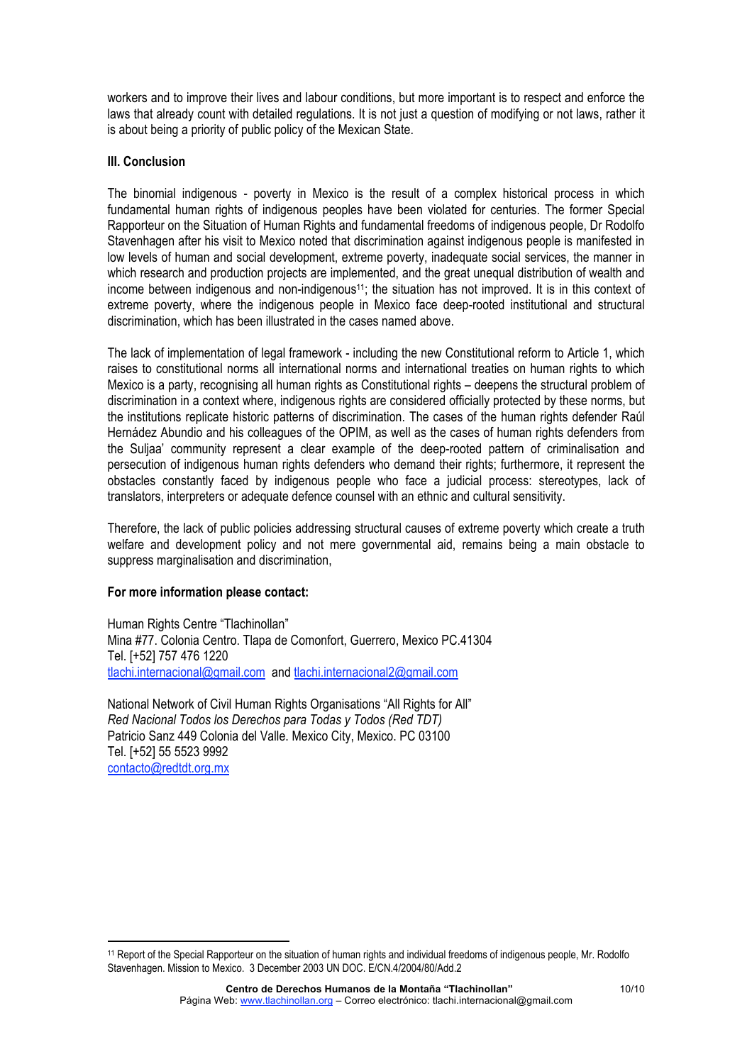workers and to improve their lives and labour conditions, but more important is to respect and enforce the laws that already count with detailed regulations. It is not just a question of modifying or not laws, rather it is about being a priority of public policy of the Mexican State.

### III. Conclusion

The binomial indigenous - poverty in Mexico is the result of a complex historical process in which fundamental human rights of indigenous peoples have been violated for centuries. The former Special Rapporteur on the Situation of Human Rights and fundamental freedoms of indigenous people, Dr Rodolfo Stavenhagen after his visit to Mexico noted that discrimination against indigenous people is manifested in low levels of human and social development, extreme poverty, inadequate social services, the manner in which research and production projects are implemented, and the great unequal distribution of wealth and income between indigenous and non-indigenous[11]; the situation has not improved. It is in this context of extreme poverty, where the indigenous people in Mexico face deep-rooted institutional and structural discrimination, which has been illustrated in the cases named above.

The lack of implementation of legal framework - including the new Constitutional reform to Article 1, which raises to constitutional norms all international norms and international treaties on human rights to which Mexico is a party, recognising all human rights as Constitutional rights – deepens the structural problem of discrimination in a context where, indigenous rights are considered officially protected by these norms, but the institutions replicate historic patterns of discrimination. The cases of the human rights defender Raúl Hernádez Abundio and his colleagues of the OPIM, as well as the cases of human rights defenders from the Suljaa' community represent a clear example of the deep-rooted pattern of criminalisation and persecution of indigenous human rights defenders who demand their rights; furthermore, it represent the obstacles constantly faced by indigenous people who face a judicial process: stereotypes, lack of translators, interpreters or adequate defence counsel with an ethnic and cultural sensitivity.

Therefore, the lack of public policies addressing structural causes of extreme poverty which create a truth welfare and development policy and not mere governmental aid, remains being a main obstacle to suppress marginalisation and discrimination,

**For more information please contact:**

Human Rights Centre "Tlachinollan"
Mina #77. Colonia Centro. Tlapa de Comonfort, Guerrero, Mexico PC.41304
Tel. [+52] 757 476 1220
tlachi.internacional@gmail.com and tlachi.internacional2@gmail.com

National Network of Civil Human Rights Organisations "All Rights for All"
*Red Nacional Todos los Derechos para Todas y Todos (Red TDT)*
Patricio Sanz 449 Colonia del Valle. Mexico City, Mexico. PC 03100
Tel. [+52] 55 5523 9992
contacto@redtdt.org.mx

---

[11] Report of the Special Rapporteur on the situation of human rights and individual freedoms of indigenous people, Mr. Rodolfo Stavenhagen. Mission to Mexico. 3 December 2003 UN DOC. E/CN.4/2004/80/Add.2